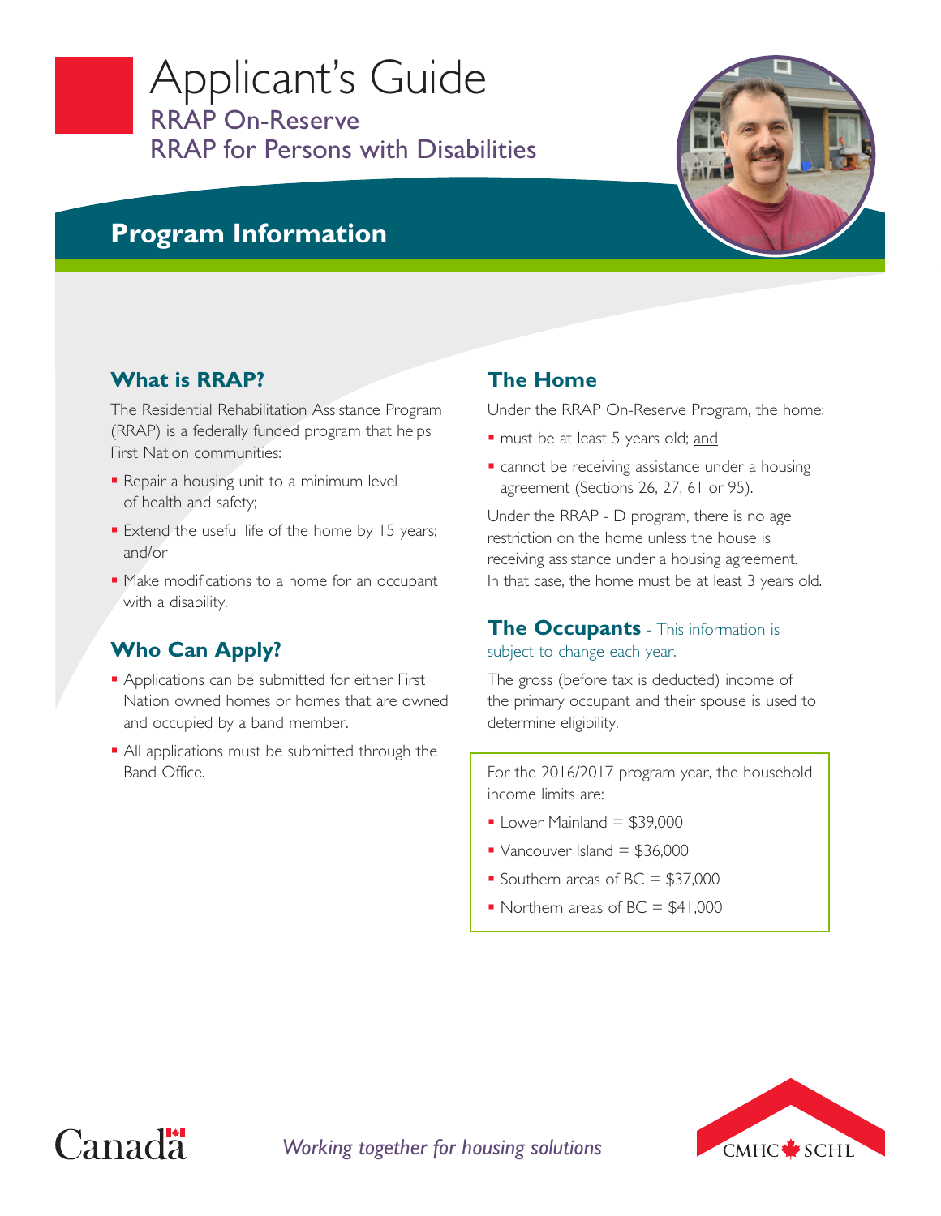# Applicant's Guide

## RRAP On-Reserve
## RRAP for Persons with Disabilities

## Program Information

### What is RRAP?

The Residential Rehabilitation Assistance Program (RRAP) is a federally funded program that helps First Nation communities:

- Repair a housing unit to a minimum level of health and safety;
- Extend the useful life of the home by 15 years; and/or
- Make modifications to a home for an occupant with a disability.

### Who Can Apply?

- Applications can be submitted for either First Nation owned homes or homes that are owned and occupied by a band member.
- All applications must be submitted through the Band Office.

### The Home

Under the RRAP On-Reserve Program, the home:

- must be at least 5 years old; and
- cannot be receiving assistance under a housing agreement (Sections 26, 27, 61 or 95).

Under the RRAP - D program, there is no age restriction on the home unless the house is receiving assistance under a housing agreement. In that case, the home must be at least 3 years old.

### The Occupants - This information is subject to change each year.

The gross (before tax is deducted) income of the primary occupant and their spouse is used to determine eligibility.

For the 2016/2017 program year, the household income limits are:

- Lower Mainland = $39,000
- Vancouver Island = $36,000
- Southern areas of BC = $37,000
- Northern areas of BC = $41,000

Canada

*Working together for housing solutions*

CMHC SCHL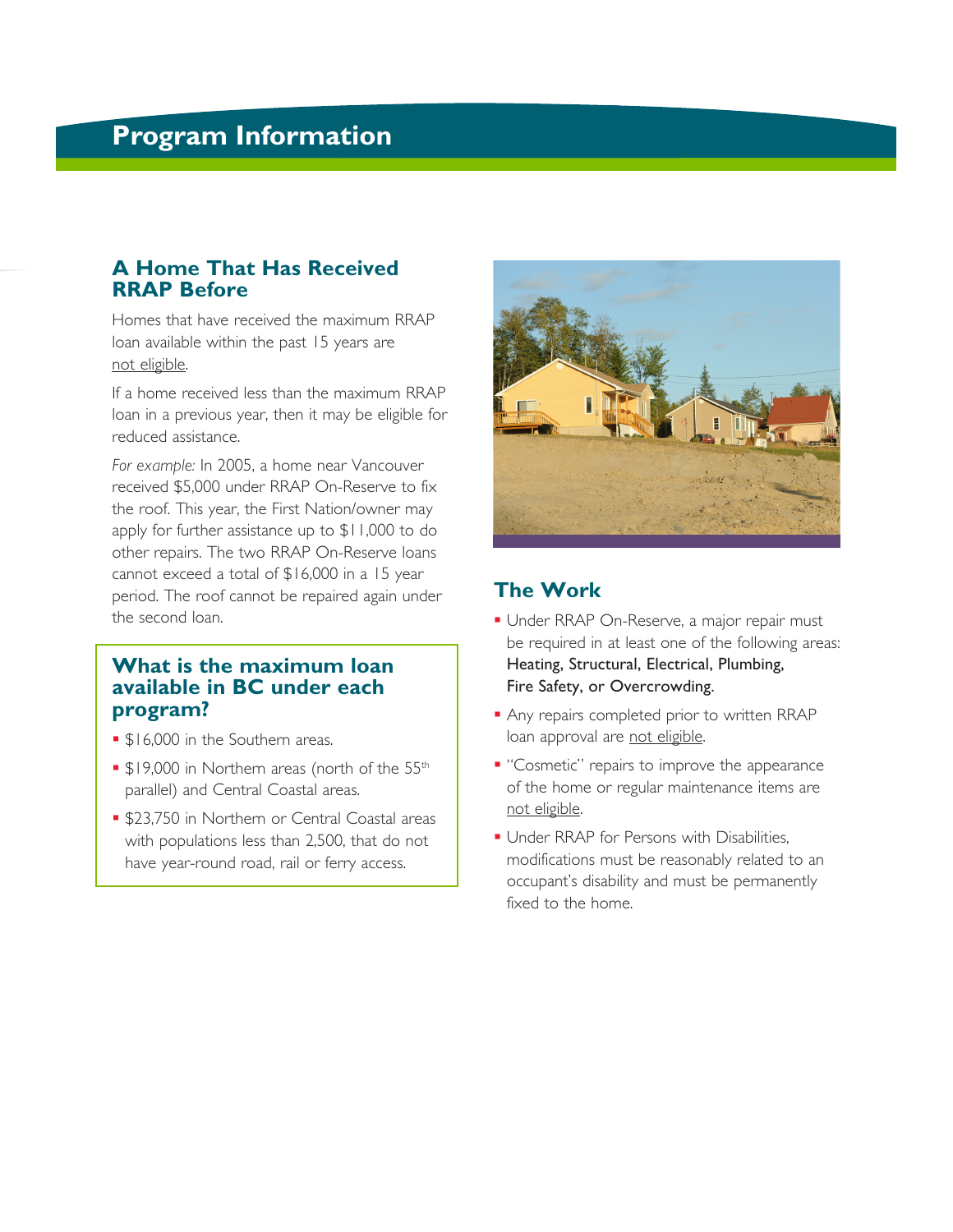# Program Information

## A Home That Has Received RRAP Before

Homes that have received the maximum RRAP loan available within the past 15 years are not eligible.

If a home received less than the maximum RRAP loan in a previous year, then it may be eligible for reduced assistance.

*For example:* In 2005, a home near Vancouver received $5,000 under RRAP On-Reserve to fix the roof. This year, the First Nation/owner may apply for further assistance up to $11,000 to do other repairs. The two RRAP On-Reserve loans cannot exceed a total of $16,000 in a 15 year period. The roof cannot be repaired again under the second loan.

### What is the maximum loan available in BC under each program?

- $16,000 in the Southern areas.
- $19,000 in Northern areas (north of the 55th parallel) and Central Coastal areas.
- $23,750 in Northern or Central Coastal areas with populations less than 2,500, that do not have year-round road, rail or ferry access.

## The Work

- Under RRAP On-Reserve, a major repair must be required in at least one of the following areas: Heating, Structural, Electrical, Plumbing, Fire Safety, or Overcrowding.
- Any repairs completed prior to written RRAP loan approval are not eligible.
- "Cosmetic" repairs to improve the appearance of the home or regular maintenance items are not eligible.
- Under RRAP for Persons with Disabilities, modifications must be reasonably related to an occupant's disability and must be permanently fixed to the home.